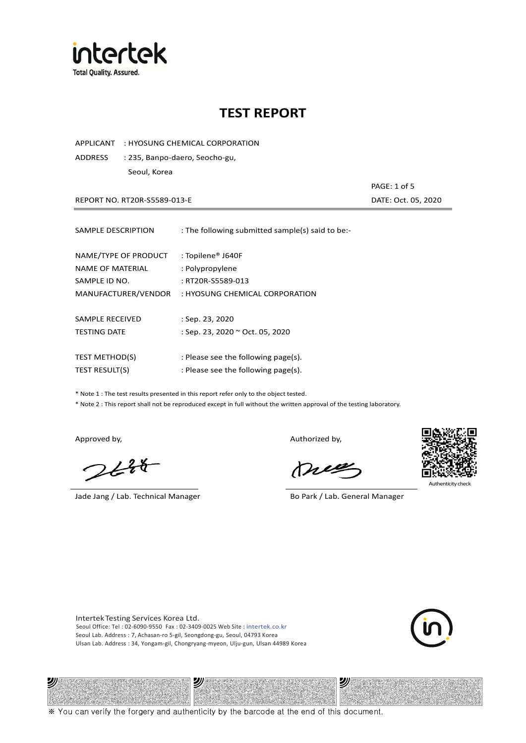# TEST REPORT

APPLICANT : HYOSUNG CHEMICAL CORPORATION

ADDRESS : 235, Banpo-daero, Seocho-gu, Seoul, Korea

REPORT NO. RT20R-S5589-013-E

DATE: Oct. 05, 2020

| | |
|---|---|
| SAMPLE DESCRIPTION | : The following submitted sample(s) said to be:- |
| NAME/TYPE OF PRODUCT | : Topilene® J640F |
| NAME OF MATERIAL | : Polypropylene |
| SAMPLE ID NO. | : RT20R-S5589-013 |
| MANUFACTURER/VENDOR | : HYOSUNG CHEMICAL CORPORATION |
| SAMPLE RECEIVED | : Sep. 23, 2020 |
| TESTING DATE | : Sep. 23, 2020 ~ Oct. 05, 2020 |
| TEST METHOD(S) | : Please see the following page(s). |
| TEST RESULT(S) | : Please see the following page(s). |

* Note 1 : The test results presented in this report refer only to the object tested.
* Note 2 : This report shall not be reproduced except in full without the written approval of the testing laboratory.

Approved by,

Jade Jang / Lab. Technical Manager

Authorized by,

Bo Park / Lab. General Manager

Authenticity check

Intertek Testing Services Korea Ltd.
Seoul Office: Tel : 02-6090-9550 Fax : 02-3409-0025 Web Site : intertek.co.kr
Seoul Lab. Address : 7, Achasan-ro 5-gil, Seongdong-gu, Seoul, 04793 Korea
Ulsan Lab. Address : 34, Yongam-gil, Chongryang-myeon, Ulju-gun, Ulsan 44989 Korea

※ You can verify the forgery and authenticity by the barcode at the end of this document.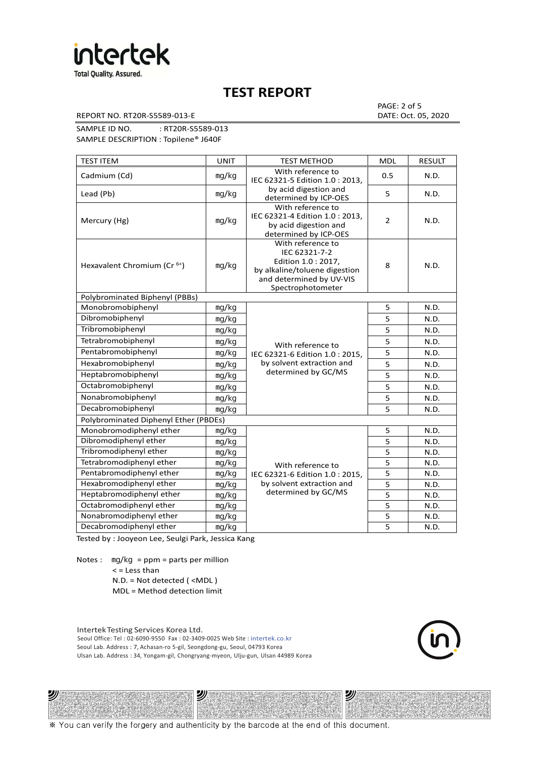# TEST REPORT

REPORT NO. RT20R-S5589-013-E

DATE: Oct. 05, 2020

SAMPLE ID NO. : RT20R-S5589-013

SAMPLE DESCRIPTION : Topilene® J640F

| TEST ITEM | UNIT | TEST METHOD | MDL | RESULT |
|---|---|---|---|---|
| Cadmium (Cd) | mg/kg | With reference to IEC 62321-5 Edition 1.0 : 2013, by acid digestion and determined by ICP-OES | 0.5 | N.D. |
| Lead (Pb) | mg/kg | | 5 | N.D. |
| Mercury (Hg) | mg/kg | With reference to IEC 62321-4 Edition 1.0 : 2013, by acid digestion and determined by ICP-OES | 2 | N.D. |
| Hexavalent Chromium ($Cr^{6+}$) | mg/kg | With reference to IEC 62321-7-2 Edition 1.0 : 2017, by alkaline/toluene digestion and determined by UV-VIS Spectrophotometer | 8 | N.D. |
| Polybrominated Biphenyl (PBBs) | | | | |
| Monobromobiphenyl | mg/kg | With reference to IEC 62321-6 Edition 1.0 : 2015, by solvent extraction and determined by GC/MS | 5 | N.D. |
| Dibromobiphenyl | mg/kg | | 5 | N.D. |
| Tribromobiphenyl | mg/kg | | 5 | N.D. |
| Tetrabromobiphenyl | mg/kg | | 5 | N.D. |
| Pentabromobiphenyl | mg/kg | | 5 | N.D. |
| Hexabromobiphenyl | mg/kg | | 5 | N.D. |
| Heptabromobiphenyl | mg/kg | | 5 | N.D. |
| Octabromobiphenyl | mg/kg | | 5 | N.D. |
| Nonabromobiphenyl | mg/kg | | 5 | N.D. |
| Decabromobiphenyl | mg/kg | | 5 | N.D. |
| Polybrominated Diphenyl Ether (PBDEs) | | | | |
| Monobromodiphenyl ether | mg/kg | With reference to IEC 62321-6 Edition 1.0 : 2015, by solvent extraction and determined by GC/MS | 5 | N.D. |
| Dibromodiphenyl ether | mg/kg | | 5 | N.D. |
| Tribromodiphenyl ether | mg/kg | | 5 | N.D. |
| Tetrabromodiphenyl ether | mg/kg | | 5 | N.D. |
| Pentabromodiphenyl ether | mg/kg | | 5 | N.D. |
| Hexabromodiphenyl ether | mg/kg | | 5 | N.D. |
| Heptabromodiphenyl ether | mg/kg | | 5 | N.D. |
| Octabromodiphenyl ether | mg/kg | | 5 | N.D. |
| Nonabromodiphenyl ether | mg/kg | | 5 | N.D. |
| Decabromodiphenyl ether | mg/kg | | 5 | N.D. |

Tested by : Jooyeon Lee, Seulgi Park, Jessica Kang

Notes : mg/kg = ppm = parts per million
< = Less than
N.D. = Not detected ( <MDL )
MDL = Method detection limit

Intertek Testing Services Korea Ltd.
Seoul Office: Tel : 02-6090-9550 Fax : 02-3409-0025 Web Site : intertek.co.kr
Seoul Lab. Address : 7, Achasan-ro 5-gil, Seongdong-gu, Seoul, 04793 Korea
Ulsan Lab. Address : 34, Yongam-gil, Chongryang-myeon, Ulju-gun, Ulsan 44989 Korea

※ You can verify the forgery and authenticity by the barcode at the end of this document.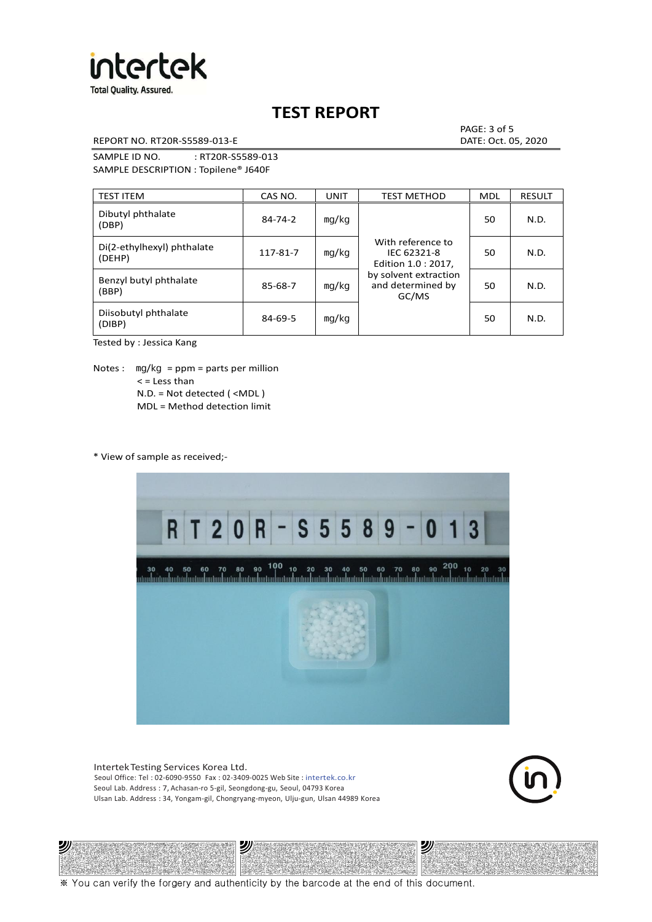**TEST REPORT**

REPORT NO. RT20R-S5589-013-E

DATE: Oct. 05, 2020

SAMPLE ID NO. : RT20R-S5589-013

SAMPLE DESCRIPTION : Topilene® J640F

| TEST ITEM | CAS NO. | UNIT | TEST METHOD | MDL | RESULT |
|---|---|---|---|---|---|
| Dibutyl phthalate (DBP) | 84-74-2 | mg/kg | With reference to IEC 62321-8 Edition 1.0 : 2017, by solvent extraction and determined by GC/MS | 50 | N.D. |
| Di(2-ethylhexyl) phthalate (DEHP) | 117-81-7 | mg/kg | | 50 | N.D. |
| Benzyl butyl phthalate (BBP) | 85-68-7 | mg/kg | | 50 | N.D. |
| Diisobutyl phthalate (DIBP) | 84-69-5 | mg/kg | | 50 | N.D. |

Tested by : Jessica Kang

Notes : mg/kg = ppm = parts per million
< = Less than
N.D. = Not detected ( <MDL )
MDL = Method detection limit

\* View of sample as received;-

Intertek Testing Services Korea Ltd.
Seoul Office: Tel : 02-6090-9550 Fax : 02-3409-0025 Web Site : intertek.co.kr
Seoul Lab. Address : 7, Achasan-ro 5-gil, Seongdong-gu, Seoul, 04793 Korea
Ulsan Lab. Address : 34, Yongam-gil, Chongryang-myeon, Ulju-gun, Ulsan 44989 Korea

※ You can verify the forgery and authenticity by the barcode at the end of this document.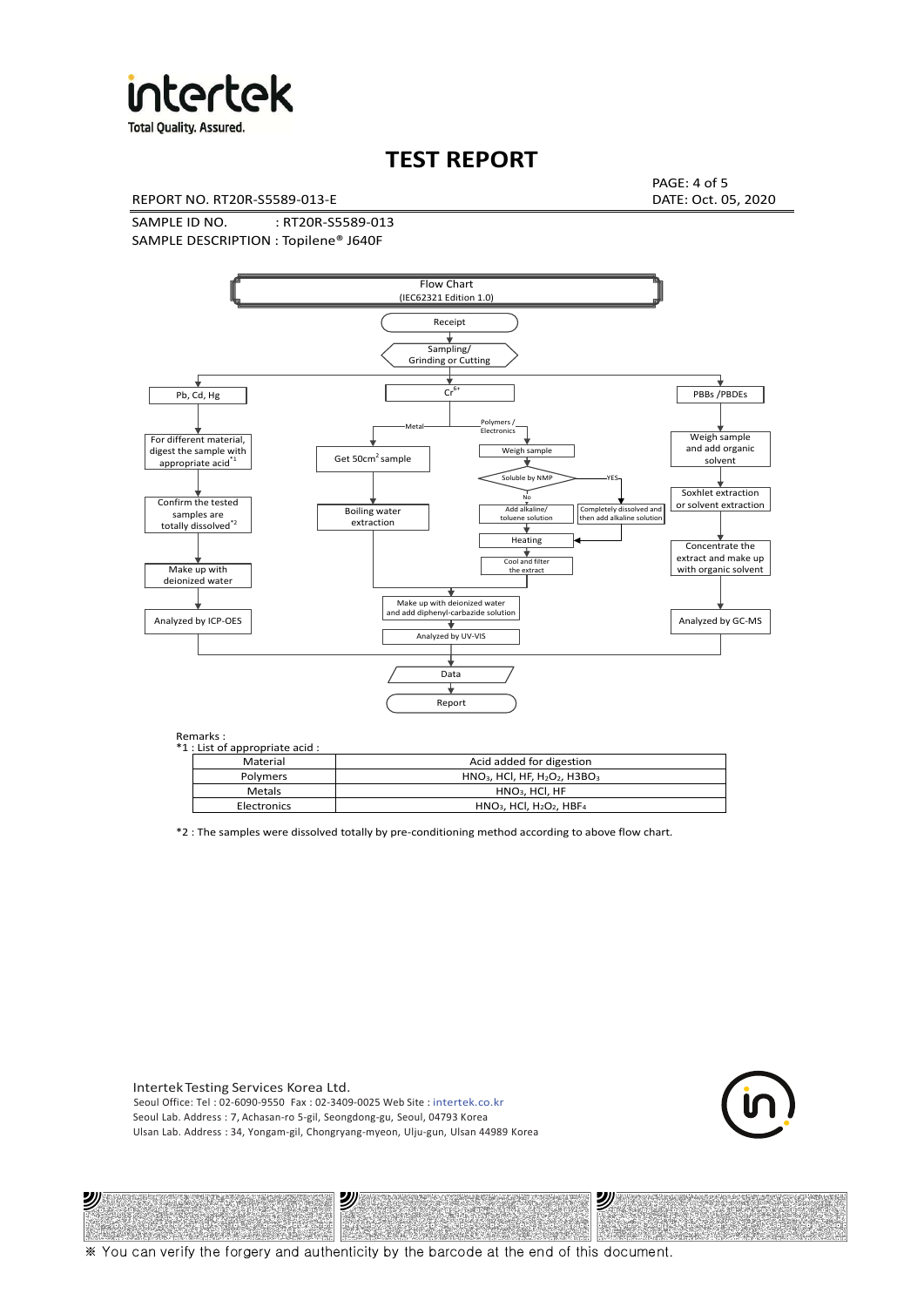# TEST REPORT

REPORT NO. RT20R-S5589-013-E

DATE: Oct. 05, 2020

SAMPLE ID NO. : RT20R-S5589-013

SAMPLE DESCRIPTION : Topilene® J640F

Flow Chart
(IEC62321 Edition 1.0)

Receipt

Sampling/
Grinding or Cutting

Pb, Cd, Hg

- For different material, digest the sample with appropriate acid*1
- Confirm the tested samples are totally dissolved*2
- Make up with deionized water
- Analyzed by ICP-OES

$Cr^{6+}$

- Metal: Get 50cm$^2$ sample → Boiling water extraction
- Polymers / Electronics: Weigh sample → Soluble by NMP
  - No: Add alkaline/ toluene solution → Heating
  - YES: Completely dissolved and then add alkaline solution → Heating
  - Cool and filter the extract
- Make up with deionized water and add diphenyl-carbazide solution
- Analyzed by UV-VIS

PBBs /PBDEs

- Weigh sample and add organic solvent
- Soxhlet extraction or solvent extraction
- Concentrate the extract and make up with organic solvent
- Analyzed by GC-MS

Data

Report

Remarks :

*1 : List of appropriate acid :

| Material | Acid added for digestion |
|---|---|
| Polymers | $HNO_3$, HCl, HF, $H_2O_2$, $H3BO_3$ |
| Metals | $HNO_3$, HCl, HF |
| Electronics | $HNO_3$, HCl, $H_2O_2$, $HBF_4$ |

*2 : The samples were dissolved totally by pre-conditioning method according to above flow chart.

Intertek Testing Services Korea Ltd.
Seoul Office: Tel : 02-6090-9550 Fax : 02-3409-0025 Web Site : intertek.co.kr
Seoul Lab. Address : 7, Achasan-ro 5-gil, Seongdong-gu, Seoul, 04793 Korea
Ulsan Lab. Address : 34, Yongam-gil, Chongryang-myeon, Ulju-gun, Ulsan 44989 Korea

※ You can verify the forgery and authenticity by the barcode at the end of this document.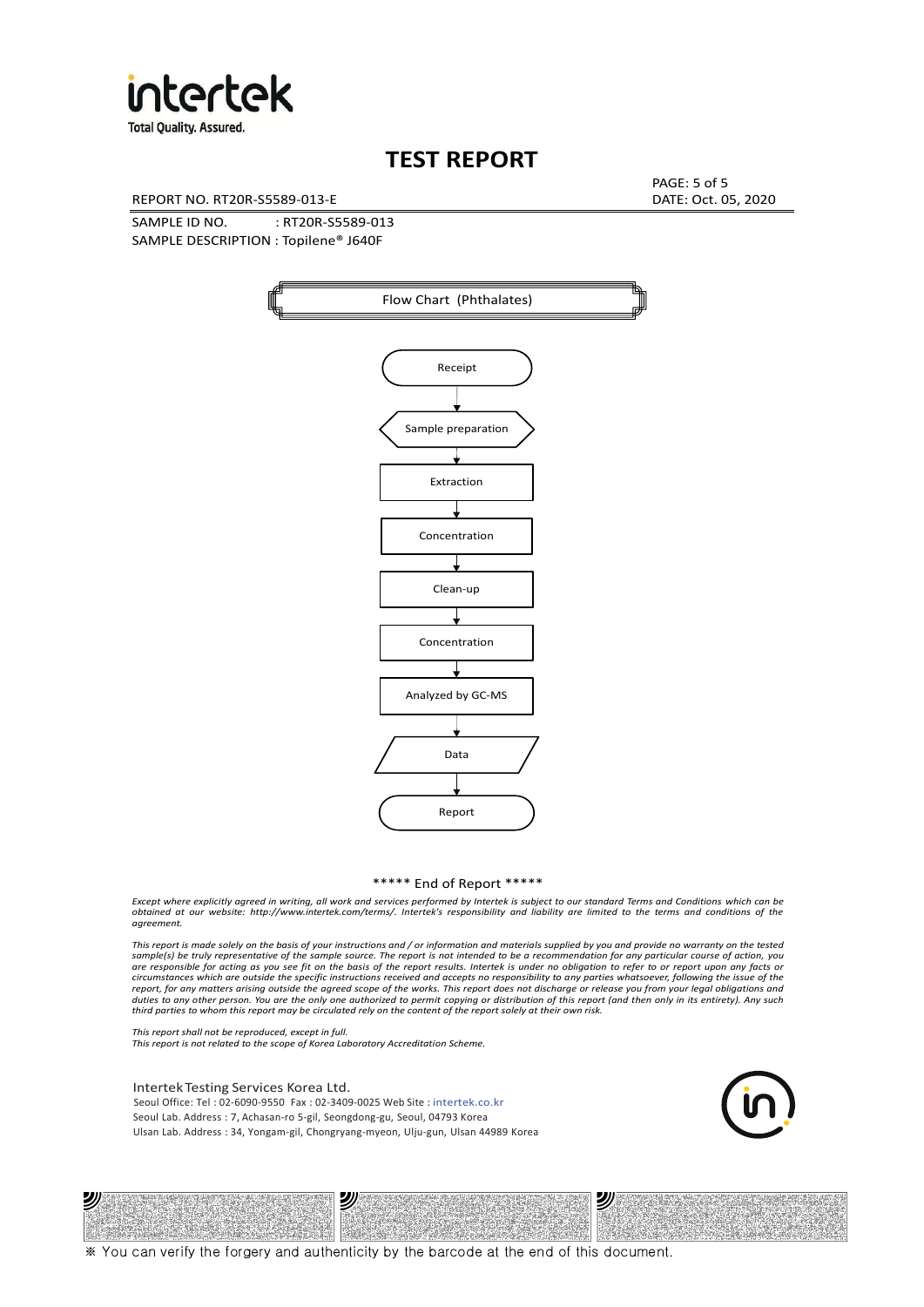# TEST REPORT

REPORT NO. RT20R-S5589-013-E

DATE: Oct. 05, 2020

SAMPLE ID NO. : RT20R-S5589-013

SAMPLE DESCRIPTION : Topilene® J640F

## Flow Chart (Phthalates)

Receipt

Sample preparation

Extraction

Concentration

Clean-up

Concentration

Analyzed by GC-MS

Data

Report

\*\*\*\*\* End of Report \*\*\*\*\*

*Except where explicitly agreed in writing, all work and services performed by Intertek is subject to our standard Terms and Conditions which can be obtained at our website: http://www.intertek.com/terms/. Intertek's responsibility and liability are limited to the terms and conditions of the agreement.*

*This report is made solely on the basis of your instructions and / or information and materials supplied by you and provide no warranty on the tested sample(s) be truly representative of the sample source. The report is not intended to be a recommendation for any particular course of action, you are responsible for acting as you see fit on the basis of the report results. Intertek is under no obligation to refer to or report upon any facts or circumstances which are outside the specific instructions received and accepts no responsibility to any parties whatsoever, following the issue of the report, for any matters arising outside the agreed scope of the works. This report does not discharge or release you from your legal obligations and duties to any other person. You are the only one authorized to permit copying or distribution of this report (and then only in its entirety). Any such third parties to whom this report may be circulated rely on the content of the report solely at their own risk.*

*This report shall not be reproduced, except in full.*
*This report is not related to the scope of Korea Laboratory Accreditation Scheme.*

Intertek Testing Services Korea Ltd.
Seoul Office: Tel : 02-6090-9550 Fax : 02-3409-0025 Web Site : intertek.co.kr
Seoul Lab. Address : 7, Achasan-ro 5-gil, Seongdong-gu, Seoul, 04793 Korea
Ulsan Lab. Address : 34, Yongam-gil, Chongryang-myeon, Ulju-gun, Ulsan 44989 Korea

※ You can verify the forgery and authenticity by the barcode at the end of this document.